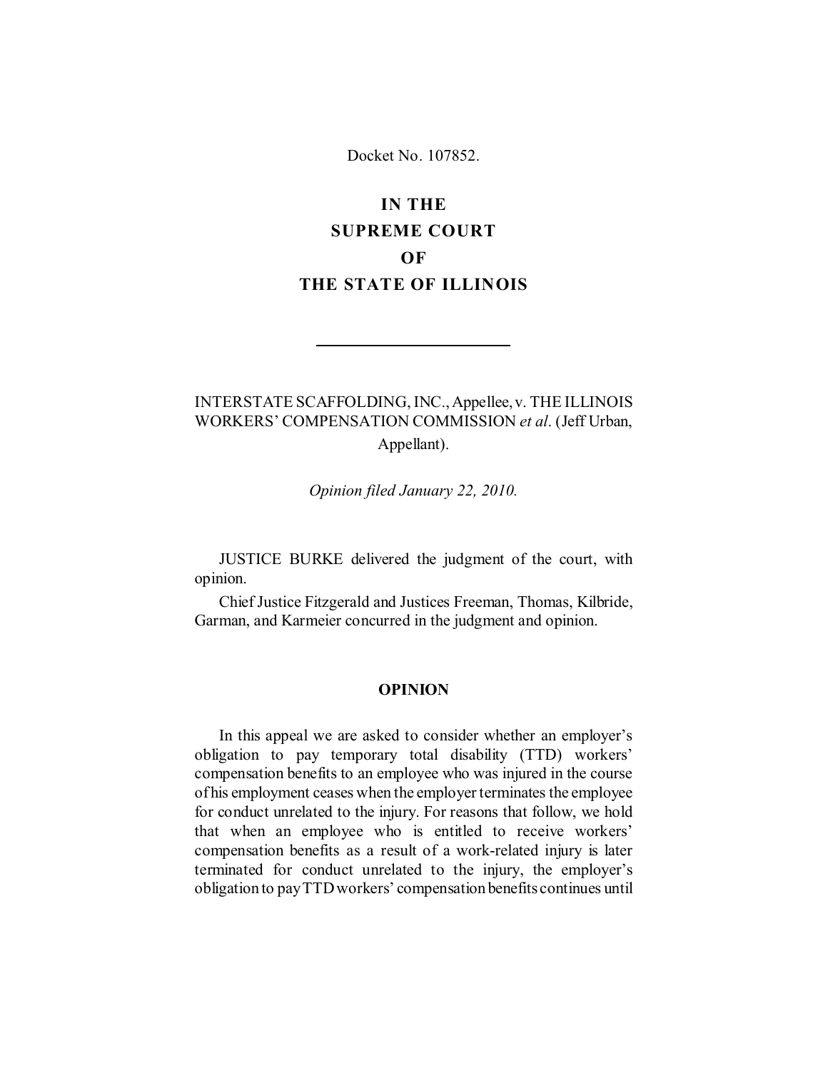Docket No. 107852.

# IN THE SUPREME COURT OF THE STATE OF ILLINOIS

---

INTERSTATE SCAFFOLDING, INC., Appellee, v. THE ILLINOIS WORKERS' COMPENSATION COMMISSION *et al*. (Jeff Urban, Appellant).

*Opinion filed January 22, 2010.*

JUSTICE BURKE delivered the judgment of the court, with opinion.

Chief Justice Fitzgerald and Justices Freeman, Thomas, Kilbride, Garman, and Karmeier concurred in the judgment and opinion.

## OPINION

In this appeal we are asked to consider whether an employer's obligation to pay temporary total disability (TTD) workers' compensation benefits to an employee who was injured in the course of his employment ceases when the employer terminates the employee for conduct unrelated to the injury. For reasons that follow, we hold that when an employee who is entitled to receive workers' compensation benefits as a result of a work-related injury is later terminated for conduct unrelated to the injury, the employer's obligation to pay TTD workers' compensation benefits continues until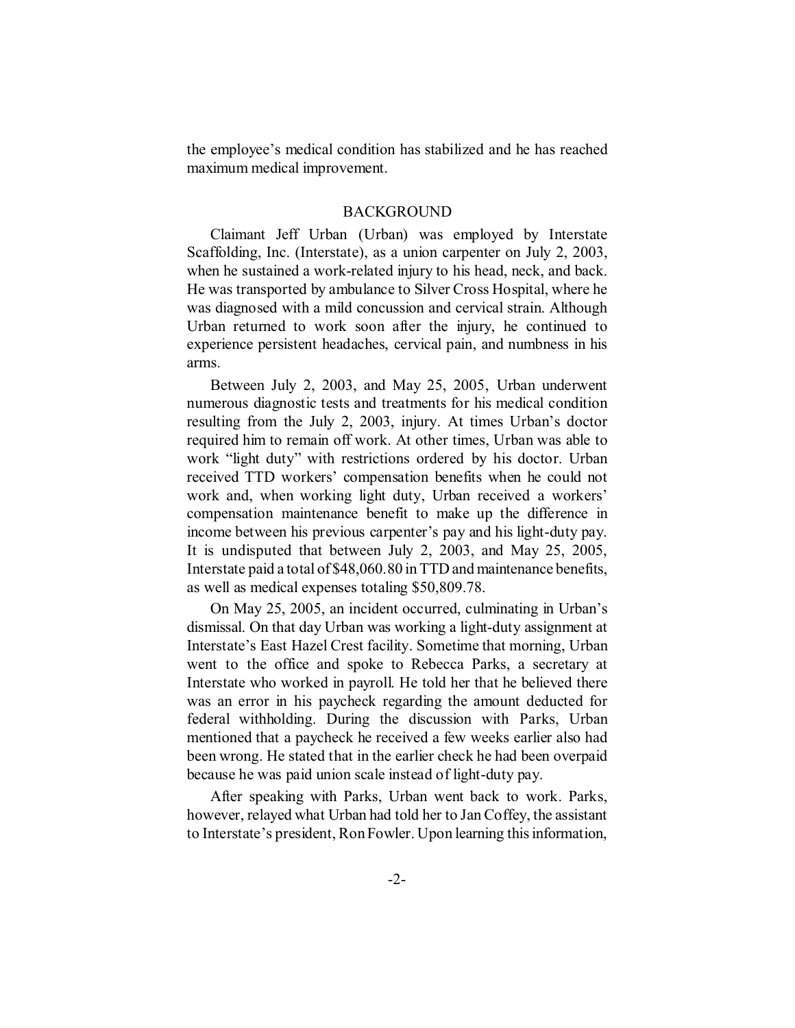the employee's medical condition has stabilized and he has reached maximum medical improvement.

## BACKGROUND

Claimant Jeff Urban (Urban) was employed by Interstate Scaffolding, Inc. (Interstate), as a union carpenter on July 2, 2003, when he sustained a work-related injury to his head, neck, and back. He was transported by ambulance to Silver Cross Hospital, where he was diagnosed with a mild concussion and cervical strain. Although Urban returned to work soon after the injury, he continued to experience persistent headaches, cervical pain, and numbness in his arms.

Between July 2, 2003, and May 25, 2005, Urban underwent numerous diagnostic tests and treatments for his medical condition resulting from the July 2, 2003, injury. At times Urban's doctor required him to remain off work. At other times, Urban was able to work "light duty" with restrictions ordered by his doctor. Urban received TTD workers' compensation benefits when he could not work and, when working light duty, Urban received a workers' compensation maintenance benefit to make up the difference in income between his previous carpenter's pay and his light-duty pay. It is undisputed that between July 2, 2003, and May 25, 2005, Interstate paid a total of $48,060.80 in TTD and maintenance benefits, as well as medical expenses totaling $50,809.78.

On May 25, 2005, an incident occurred, culminating in Urban's dismissal. On that day Urban was working a light-duty assignment at Interstate's East Hazel Crest facility. Sometime that morning, Urban went to the office and spoke to Rebecca Parks, a secretary at Interstate who worked in payroll. He told her that he believed there was an error in his paycheck regarding the amount deducted for federal withholding. During the discussion with Parks, Urban mentioned that a paycheck he received a few weeks earlier also had been wrong. He stated that in the earlier check he had been overpaid because he was paid union scale instead of light-duty pay.

After speaking with Parks, Urban went back to work. Parks, however, relayed what Urban had told her to Jan Coffey, the assistant to Interstate's president, Ron Fowler. Upon learning this information,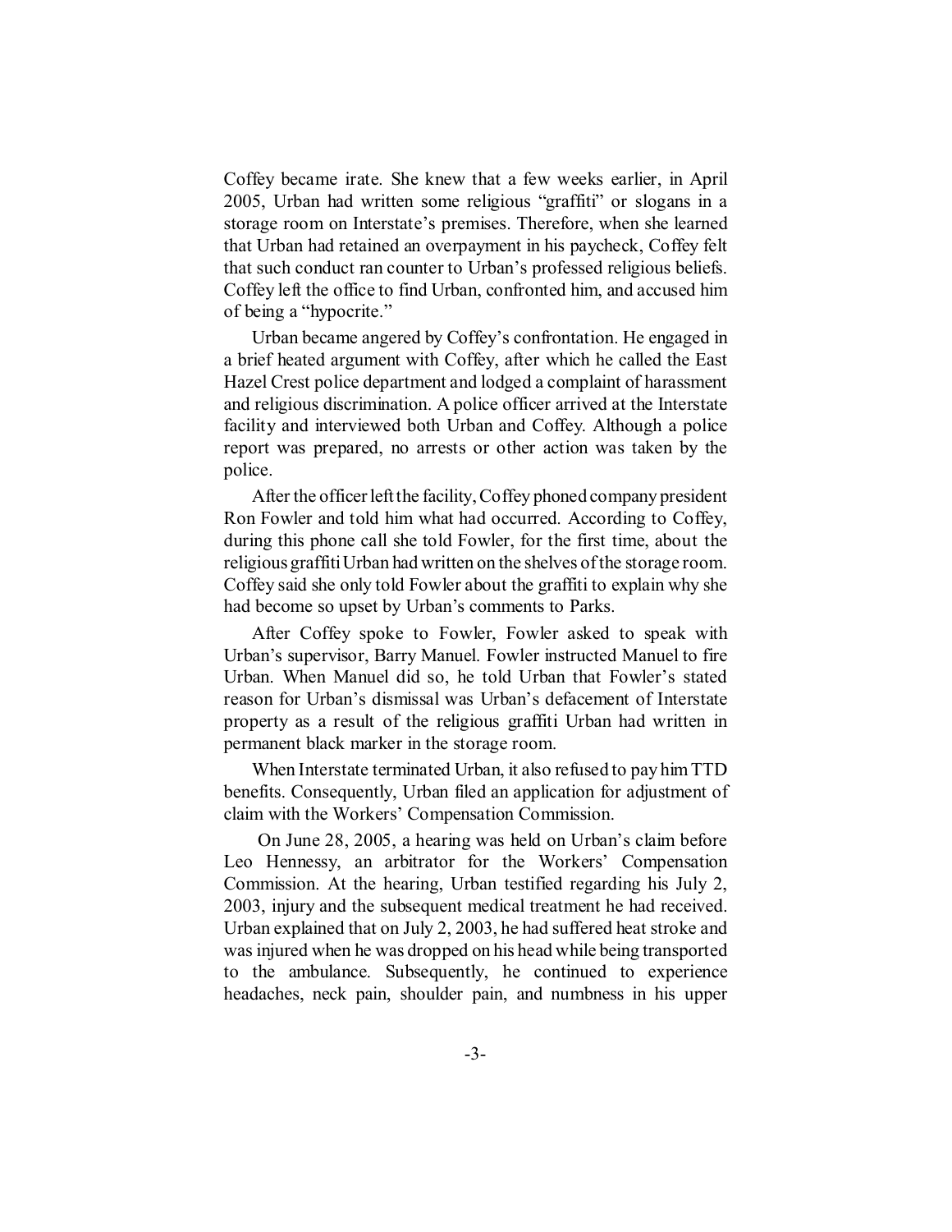Coffey became irate. She knew that a few weeks earlier, in April 2005, Urban had written some religious "graffiti" or slogans in a storage room on Interstate's premises. Therefore, when she learned that Urban had retained an overpayment in his paycheck, Coffey felt that such conduct ran counter to Urban's professed religious beliefs. Coffey left the office to find Urban, confronted him, and accused him of being a "hypocrite."

Urban became angered by Coffey's confrontation. He engaged in a brief heated argument with Coffey, after which he called the East Hazel Crest police department and lodged a complaint of harassment and religious discrimination. A police officer arrived at the Interstate facility and interviewed both Urban and Coffey. Although a police report was prepared, no arrests or other action was taken by the police.

After the officer left the facility, Coffey phoned company president Ron Fowler and told him what had occurred. According to Coffey, during this phone call she told Fowler, for the first time, about the religious graffiti Urban had written on the shelves of the storage room. Coffey said she only told Fowler about the graffiti to explain why she had become so upset by Urban's comments to Parks.

After Coffey spoke to Fowler, Fowler asked to speak with Urban's supervisor, Barry Manuel. Fowler instructed Manuel to fire Urban. When Manuel did so, he told Urban that Fowler's stated reason for Urban's dismissal was Urban's defacement of Interstate property as a result of the religious graffiti Urban had written in permanent black marker in the storage room.

When Interstate terminated Urban, it also refused to pay him TTD benefits. Consequently, Urban filed an application for adjustment of claim with the Workers' Compensation Commission.

On June 28, 2005, a hearing was held on Urban's claim before Leo Hennessy, an arbitrator for the Workers' Compensation Commission. At the hearing, Urban testified regarding his July 2, 2003, injury and the subsequent medical treatment he had received. Urban explained that on July 2, 2003, he had suffered heat stroke and was injured when he was dropped on his head while being transported to the ambulance. Subsequently, he continued to experience headaches, neck pain, shoulder pain, and numbness in his upper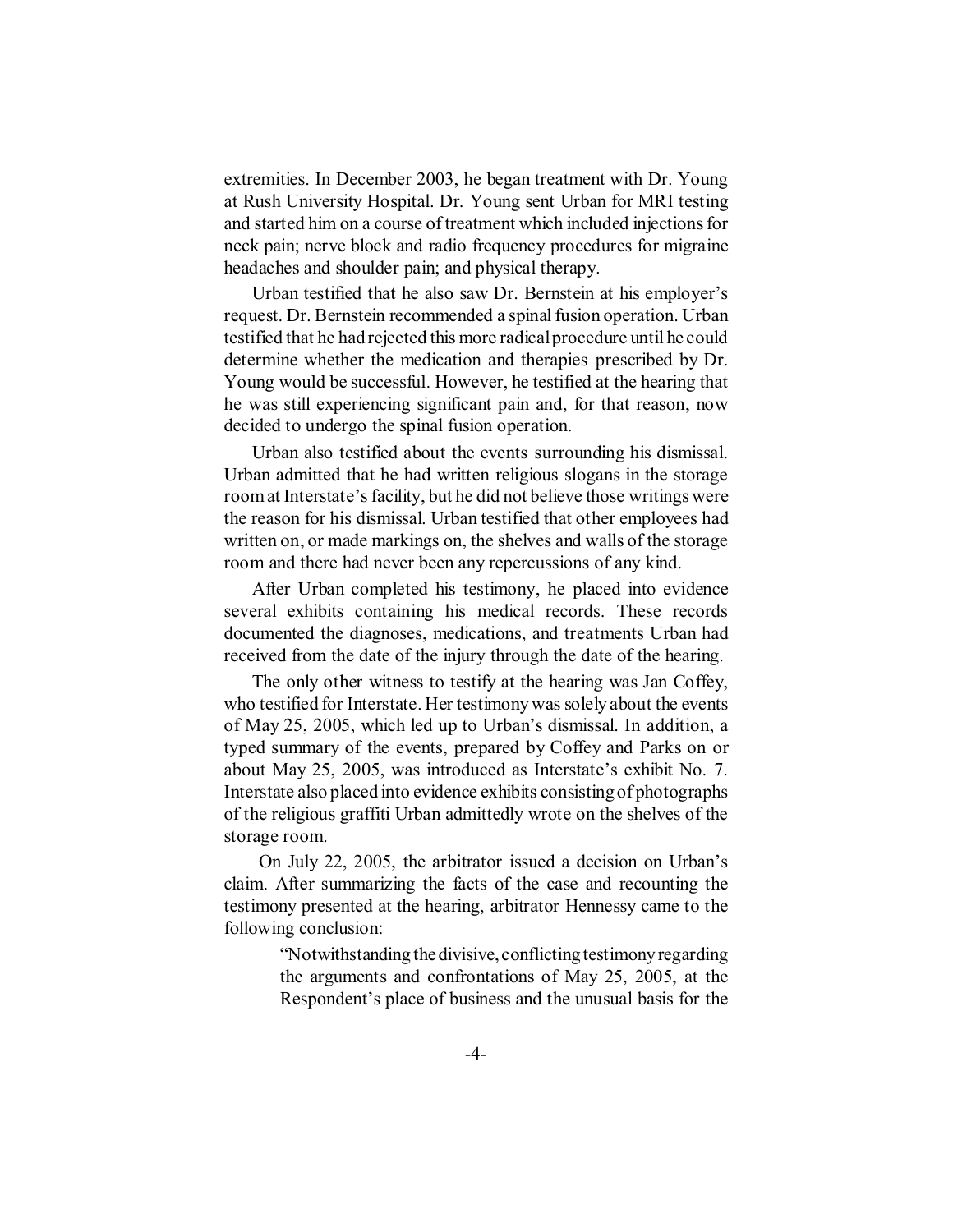extremities. In December 2003, he began treatment with Dr. Young at Rush University Hospital. Dr. Young sent Urban for MRI testing and started him on a course of treatment which included injections for neck pain; nerve block and radio frequency procedures for migraine headaches and shoulder pain; and physical therapy.

Urban testified that he also saw Dr. Bernstein at his employer's request. Dr. Bernstein recommended a spinal fusion operation. Urban testified that he had rejected this more radical procedure until he could determine whether the medication and therapies prescribed by Dr. Young would be successful. However, he testified at the hearing that he was still experiencing significant pain and, for that reason, now decided to undergo the spinal fusion operation.

Urban also testified about the events surrounding his dismissal. Urban admitted that he had written religious slogans in the storage room at Interstate's facility, but he did not believe those writings were the reason for his dismissal. Urban testified that other employees had written on, or made markings on, the shelves and walls of the storage room and there had never been any repercussions of any kind.

After Urban completed his testimony, he placed into evidence several exhibits containing his medical records. These records documented the diagnoses, medications, and treatments Urban had received from the date of the injury through the date of the hearing.

The only other witness to testify at the hearing was Jan Coffey, who testified for Interstate. Her testimony was solely about the events of May 25, 2005, which led up to Urban's dismissal. In addition, a typed summary of the events, prepared by Coffey and Parks on or about May 25, 2005, was introduced as Interstate's exhibit No. 7. Interstate also placed into evidence exhibits consisting of photographs of the religious graffiti Urban admittedly wrote on the shelves of the storage room.

On July 22, 2005, the arbitrator issued a decision on Urban's claim. After summarizing the facts of the case and recounting the testimony presented at the hearing, arbitrator Hennessy came to the following conclusion:

> "Notwithstanding the divisive, conflicting testimony regarding the arguments and confrontations of May 25, 2005, at the Respondent's place of business and the unusual basis for the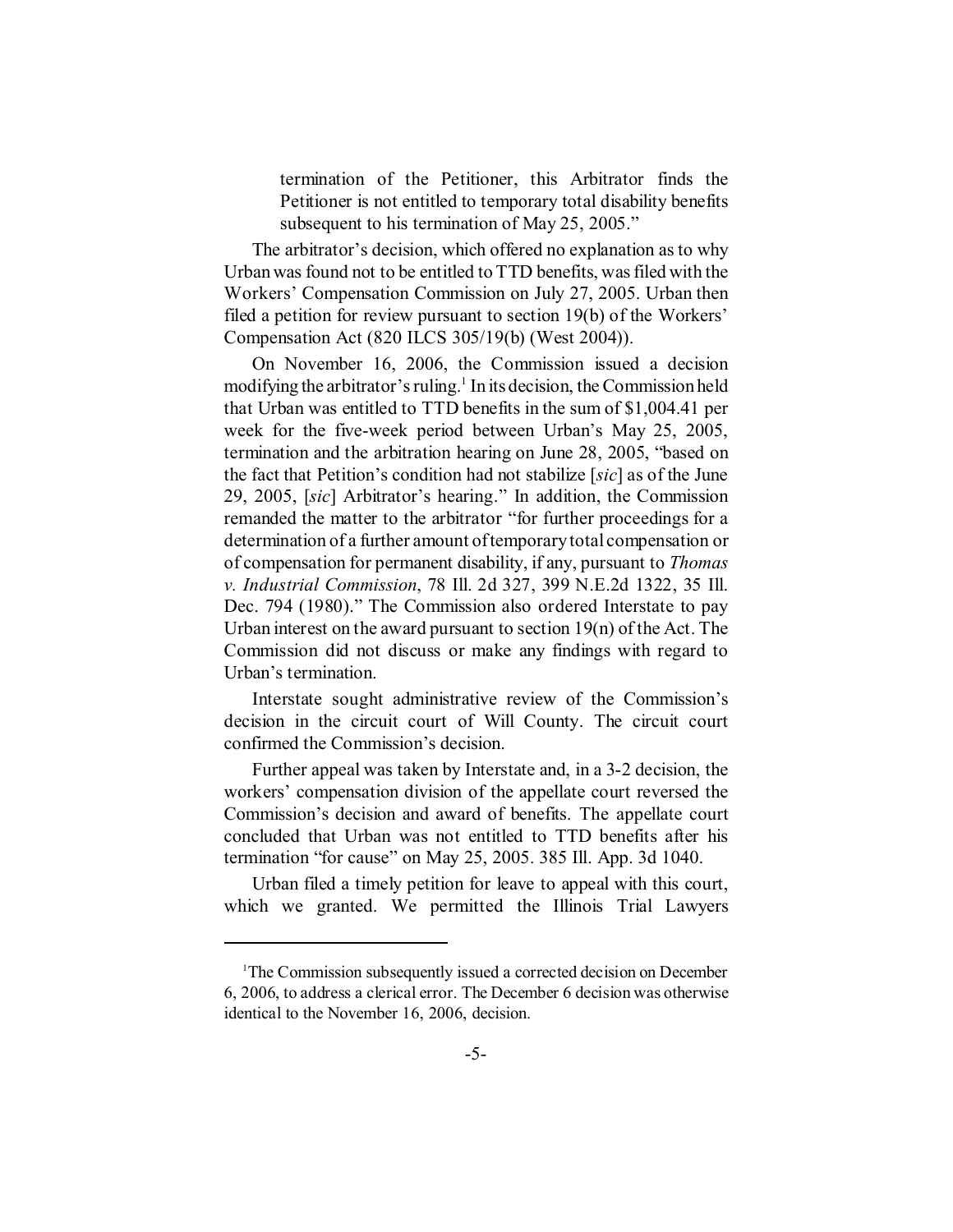> termination of the Petitioner, this Arbitrator finds the Petitioner is not entitled to temporary total disability benefits subsequent to his termination of May 25, 2005."

The arbitrator's decision, which offered no explanation as to why Urban was found not to be entitled to TTD benefits, was filed with the Workers' Compensation Commission on July 27, 2005. Urban then filed a petition for review pursuant to section 19(b) of the Workers' Compensation Act (820 ILCS 305/19(b) (West 2004)).

On November 16, 2006, the Commission issued a decision modifying the arbitrator's ruling.[1] In its decision, the Commission held that Urban was entitled to TTD benefits in the sum of $1,004.41 per week for the five-week period between Urban's May 25, 2005, termination and the arbitration hearing on June 28, 2005, "based on the fact that Petition's condition had not stabilize [*sic*] as of the June 29, 2005, [*sic*] Arbitrator's hearing." In addition, the Commission remanded the matter to the arbitrator "for further proceedings for a determination of a further amount of temporary total compensation or of compensation for permanent disability, if any, pursuant to *Thomas v. Industrial Commission*, 78 Ill. 2d 327, 399 N.E.2d 1322, 35 Ill. Dec. 794 (1980)." The Commission also ordered Interstate to pay Urban interest on the award pursuant to section 19(n) of the Act. The Commission did not discuss or make any findings with regard to Urban's termination.

Interstate sought administrative review of the Commission's decision in the circuit court of Will County. The circuit court confirmed the Commission's decision.

Further appeal was taken by Interstate and, in a 3-2 decision, the workers' compensation division of the appellate court reversed the Commission's decision and award of benefits. The appellate court concluded that Urban was not entitled to TTD benefits after his termination "for cause" on May 25, 2005. 385 Ill. App. 3d 1040.

Urban filed a timely petition for leave to appeal with this court, which we granted. We permitted the Illinois Trial Lawyers

---

[1]The Commission subsequently issued a corrected decision on December 6, 2006, to address a clerical error. The December 6 decision was otherwise identical to the November 16, 2006, decision.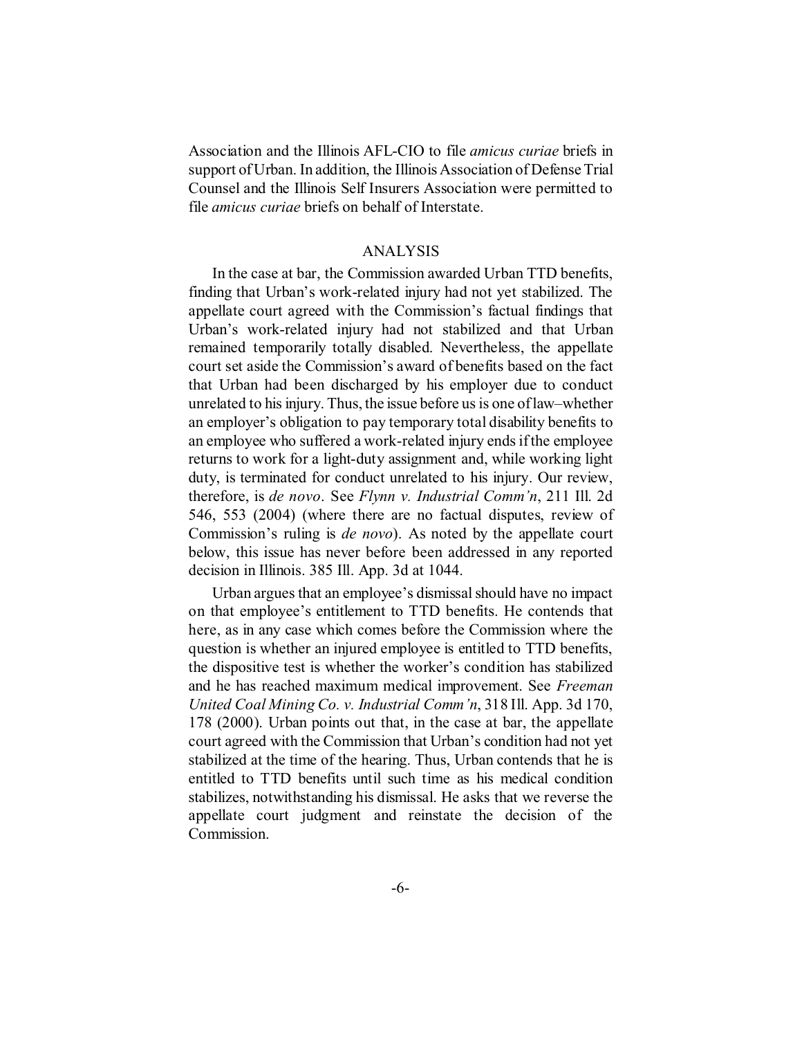Association and the Illinois AFL-CIO to file *amicus curiae* briefs in support of Urban. In addition, the Illinois Association of Defense Trial Counsel and the Illinois Self Insurers Association were permitted to file *amicus curiae* briefs on behalf of Interstate.

## ANALYSIS

In the case at bar, the Commission awarded Urban TTD benefits, finding that Urban's work-related injury had not yet stabilized. The appellate court agreed with the Commission's factual findings that Urban's work-related injury had not stabilized and that Urban remained temporarily totally disabled. Nevertheless, the appellate court set aside the Commission's award of benefits based on the fact that Urban had been discharged by his employer due to conduct unrelated to his injury. Thus, the issue before us is one of law–whether an employer's obligation to pay temporary total disability benefits to an employee who suffered a work-related injury ends if the employee returns to work for a light-duty assignment and, while working light duty, is terminated for conduct unrelated to his injury. Our review, therefore, is *de novo*. See *Flynn v. Industrial Comm'n*, 211 Ill. 2d 546, 553 (2004) (where there are no factual disputes, review of Commission's ruling is *de novo*). As noted by the appellate court below, this issue has never before been addressed in any reported decision in Illinois. 385 Ill. App. 3d at 1044.

Urban argues that an employee's dismissal should have no impact on that employee's entitlement to TTD benefits. He contends that here, as in any case which comes before the Commission where the question is whether an injured employee is entitled to TTD benefits, the dispositive test is whether the worker's condition has stabilized and he has reached maximum medical improvement. See *Freeman United Coal Mining Co. v. Industrial Comm'n*, 318 Ill. App. 3d 170, 178 (2000). Urban points out that, in the case at bar, the appellate court agreed with the Commission that Urban's condition had not yet stabilized at the time of the hearing. Thus, Urban contends that he is entitled to TTD benefits until such time as his medical condition stabilizes, notwithstanding his dismissal. He asks that we reverse the appellate court judgment and reinstate the decision of the Commission.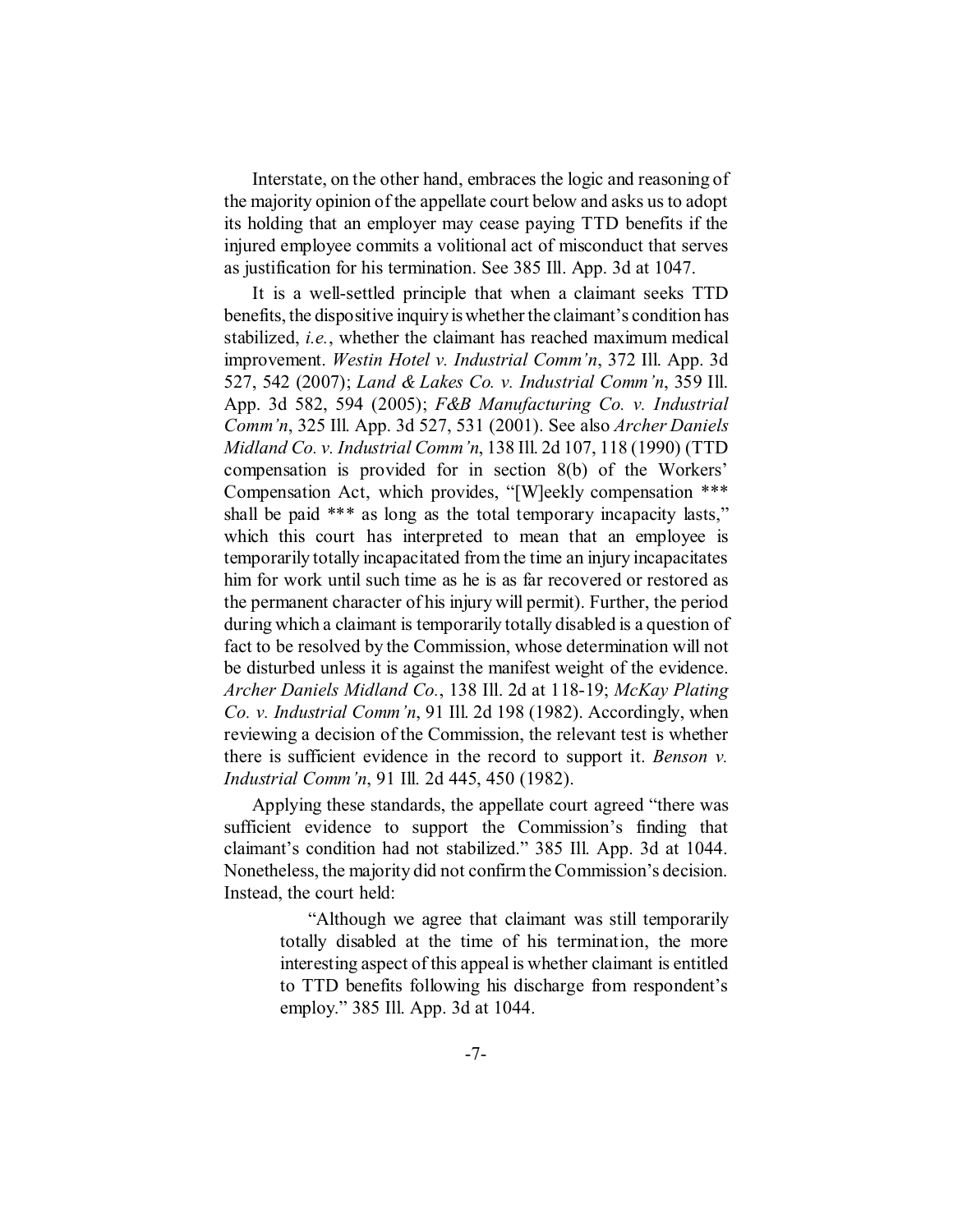Interstate, on the other hand, embraces the logic and reasoning of the majority opinion of the appellate court below and asks us to adopt its holding that an employer may cease paying TTD benefits if the injured employee commits a volitional act of misconduct that serves as justification for his termination. See 385 Ill. App. 3d at 1047.

It is a well-settled principle that when a claimant seeks TTD benefits, the dispositive inquiry is whether the claimant's condition has stabilized, *i.e.*, whether the claimant has reached maximum medical improvement. *Westin Hotel v. Industrial Comm'n*, 372 Ill. App. 3d 527, 542 (2007); *Land & Lakes Co. v. Industrial Comm'n*, 359 Ill. App. 3d 582, 594 (2005); *F&B Manufacturing Co. v. Industrial Comm'n*, 325 Ill. App. 3d 527, 531 (2001). See also *Archer Daniels Midland Co. v. Industrial Comm'n*, 138 Ill. 2d 107, 118 (1990) (TTD compensation is provided for in section 8(b) of the Workers' Compensation Act, which provides, "[W]eekly compensation *** shall be paid *** as long as the total temporary incapacity lasts," which this court has interpreted to mean that an employee is temporarily totally incapacitated from the time an injury incapacitates him for work until such time as he is as far recovered or restored as the permanent character of his injury will permit). Further, the period during which a claimant is temporarily totally disabled is a question of fact to be resolved by the Commission, whose determination will not be disturbed unless it is against the manifest weight of the evidence. *Archer Daniels Midland Co.*, 138 Ill. 2d at 118-19; *McKay Plating Co. v. Industrial Comm'n*, 91 Ill. 2d 198 (1982). Accordingly, when reviewing a decision of the Commission, the relevant test is whether there is sufficient evidence in the record to support it. *Benson v. Industrial Comm'n*, 91 Ill. 2d 445, 450 (1982).

Applying these standards, the appellate court agreed "there was sufficient evidence to support the Commission's finding that claimant's condition had not stabilized." 385 Ill. App. 3d at 1044. Nonetheless, the majority did not confirm the Commission's decision. Instead, the court held:

> "Although we agree that claimant was still temporarily totally disabled at the time of his termination, the more interesting aspect of this appeal is whether claimant is entitled to TTD benefits following his discharge from respondent's employ." 385 Ill. App. 3d at 1044.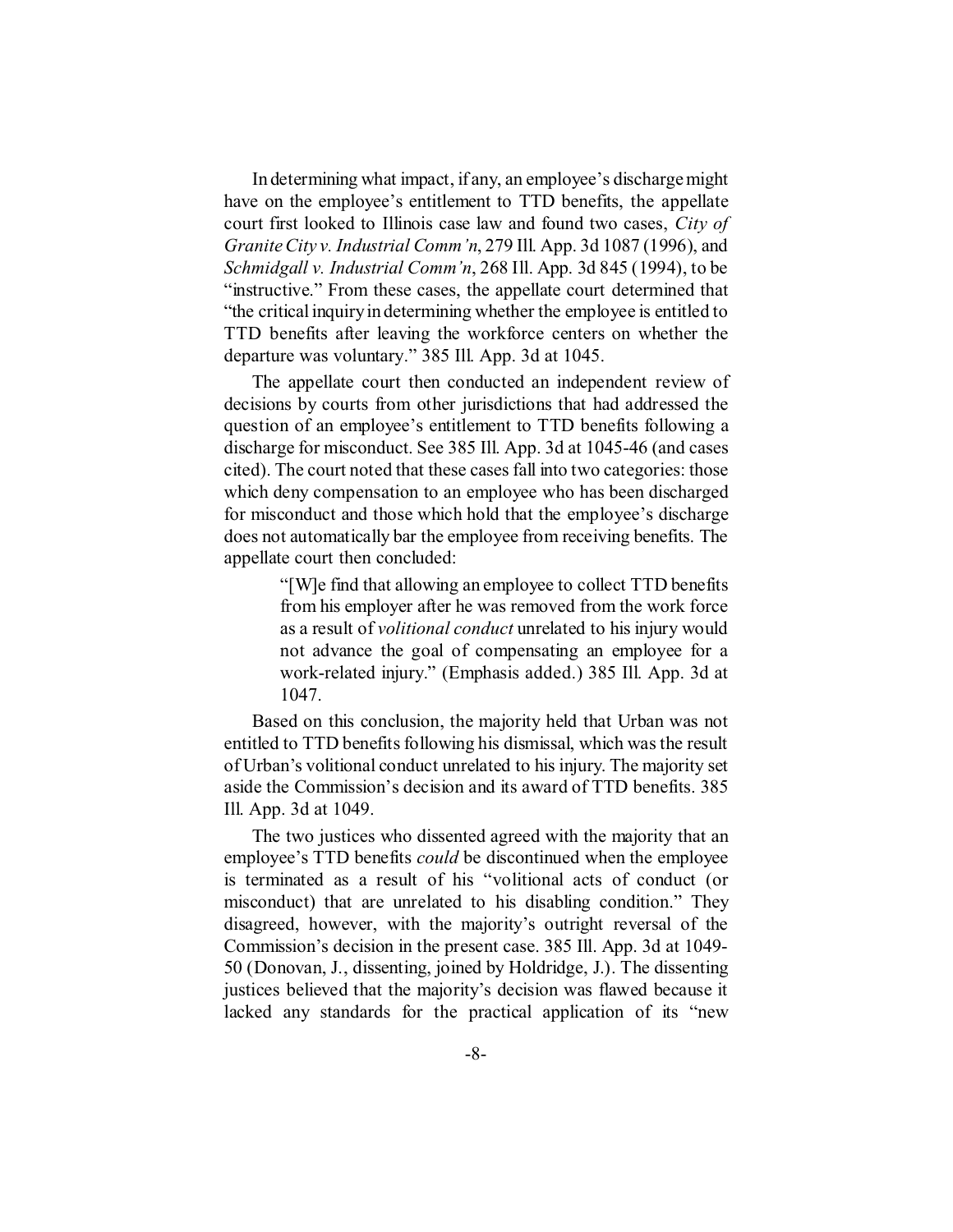In determining what impact, if any, an employee's discharge might have on the employee's entitlement to TTD benefits, the appellate court first looked to Illinois case law and found two cases, *City of Granite City v. Industrial Comm'n*, 279 Ill. App. 3d 1087 (1996), and *Schmidgall v. Industrial Comm'n*, 268 Ill. App. 3d 845 (1994), to be "instructive." From these cases, the appellate court determined that "the critical inquiry in determining whether the employee is entitled to TTD benefits after leaving the workforce centers on whether the departure was voluntary." 385 Ill. App. 3d at 1045.

The appellate court then conducted an independent review of decisions by courts from other jurisdictions that had addressed the question of an employee's entitlement to TTD benefits following a discharge for misconduct. See 385 Ill. App. 3d at 1045-46 (and cases cited). The court noted that these cases fall into two categories: those which deny compensation to an employee who has been discharged for misconduct and those which hold that the employee's discharge does not automatically bar the employee from receiving benefits. The appellate court then concluded:

> "[W]e find that allowing an employee to collect TTD benefits from his employer after he was removed from the work force as a result of *volitional conduct* unrelated to his injury would not advance the goal of compensating an employee for a work-related injury." (Emphasis added.) 385 Ill. App. 3d at 1047.

Based on this conclusion, the majority held that Urban was not entitled to TTD benefits following his dismissal, which was the result of Urban's volitional conduct unrelated to his injury. The majority set aside the Commission's decision and its award of TTD benefits. 385 Ill. App. 3d at 1049.

The two justices who dissented agreed with the majority that an employee's TTD benefits *could* be discontinued when the employee is terminated as a result of his "volitional acts of conduct (or misconduct) that are unrelated to his disabling condition." They disagreed, however, with the majority's outright reversal of the Commission's decision in the present case. 385 Ill. App. 3d at 1049-50 (Donovan, J., dissenting, joined by Holdridge, J.). The dissenting justices believed that the majority's decision was flawed because it lacked any standards for the practical application of its "new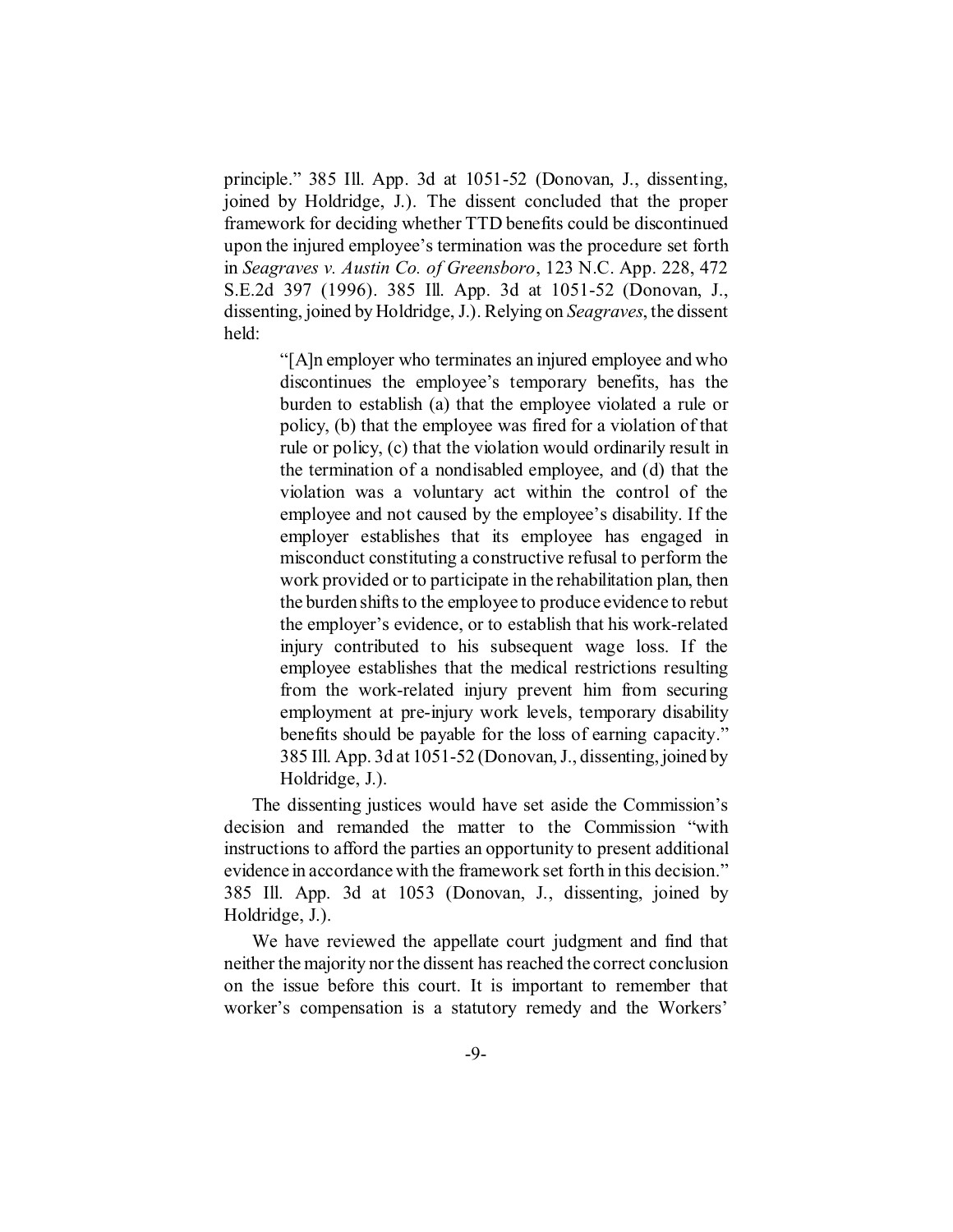principle." 385 Ill. App. 3d at 1051-52 (Donovan, J., dissenting, joined by Holdridge, J.). The dissent concluded that the proper framework for deciding whether TTD benefits could be discontinued upon the injured employee's termination was the procedure set forth in *Seagraves v. Austin Co. of Greensboro*, 123 N.C. App. 228, 472 S.E.2d 397 (1996). 385 Ill. App. 3d at 1051-52 (Donovan, J., dissenting, joined by Holdridge, J.). Relying on *Seagraves*, the dissent held:

> "[A]n employer who terminates an injured employee and who discontinues the employee's temporary benefits, has the burden to establish (a) that the employee violated a rule or policy, (b) that the employee was fired for a violation of that rule or policy, (c) that the violation would ordinarily result in the termination of a nondisabled employee, and (d) that the violation was a voluntary act within the control of the employee and not caused by the employee's disability. If the employer establishes that its employee has engaged in misconduct constituting a constructive refusal to perform the work provided or to participate in the rehabilitation plan, then the burden shifts to the employee to produce evidence to rebut the employer's evidence, or to establish that his work-related injury contributed to his subsequent wage loss. If the employee establishes that the medical restrictions resulting from the work-related injury prevent him from securing employment at pre-injury work levels, temporary disability benefits should be payable for the loss of earning capacity." 385 Ill. App. 3d at 1051-52 (Donovan, J., dissenting, joined by Holdridge, J.).

The dissenting justices would have set aside the Commission's decision and remanded the matter to the Commission "with instructions to afford the parties an opportunity to present additional evidence in accordance with the framework set forth in this decision." 385 Ill. App. 3d at 1053 (Donovan, J., dissenting, joined by Holdridge, J.).

We have reviewed the appellate court judgment and find that neither the majority nor the dissent has reached the correct conclusion on the issue before this court. It is important to remember that worker's compensation is a statutory remedy and the Workers'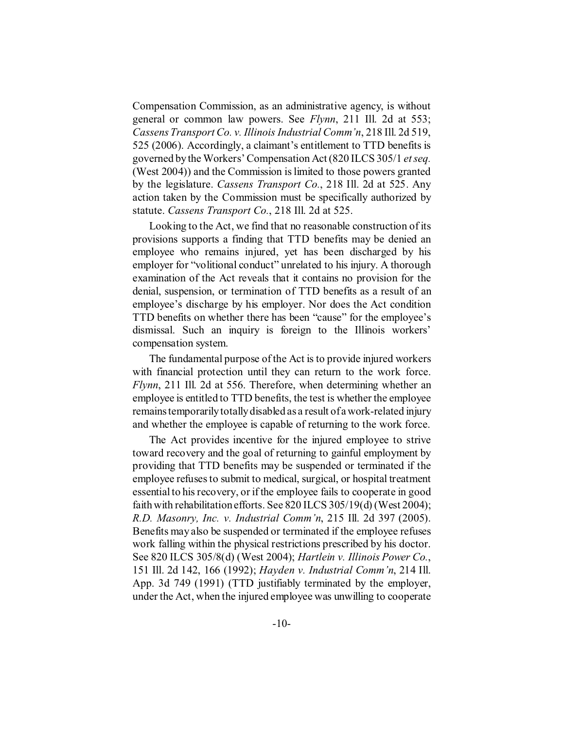Compensation Commission, as an administrative agency, is without general or common law powers. See *Flynn*, 211 Ill. 2d at 553; *Cassens Transport Co. v. Illinois Industrial Comm'n*, 218 Ill. 2d 519, 525 (2006). Accordingly, a claimant's entitlement to TTD benefits is governed by the Workers' Compensation Act (820 ILCS 305/1 *et seq.* (West 2004)) and the Commission is limited to those powers granted by the legislature. *Cassens Transport Co.*, 218 Ill. 2d at 525. Any action taken by the Commission must be specifically authorized by statute. *Cassens Transport Co.*, 218 Ill. 2d at 525.

Looking to the Act, we find that no reasonable construction of its provisions supports a finding that TTD benefits may be denied an employee who remains injured, yet has been discharged by his employer for "volitional conduct" unrelated to his injury. A thorough examination of the Act reveals that it contains no provision for the denial, suspension, or termination of TTD benefits as a result of an employee's discharge by his employer. Nor does the Act condition TTD benefits on whether there has been "cause" for the employee's dismissal. Such an inquiry is foreign to the Illinois workers' compensation system.

The fundamental purpose of the Act is to provide injured workers with financial protection until they can return to the work force. *Flynn*, 211 Ill. 2d at 556. Therefore, when determining whether an employee is entitled to TTD benefits, the test is whether the employee remains temporarily totally disabled as a result of a work-related injury and whether the employee is capable of returning to the work force.

The Act provides incentive for the injured employee to strive toward recovery and the goal of returning to gainful employment by providing that TTD benefits may be suspended or terminated if the employee refuses to submit to medical, surgical, or hospital treatment essential to his recovery, or if the employee fails to cooperate in good faith with rehabilitation efforts. See 820 ILCS 305/19(d) (West 2004); *R.D. Masonry, Inc. v. Industrial Comm'n*, 215 Ill. 2d 397 (2005). Benefits may also be suspended or terminated if the employee refuses work falling within the physical restrictions prescribed by his doctor. See 820 ILCS 305/8(d) (West 2004); *Hartlein v. Illinois Power Co.*, 151 Ill. 2d 142, 166 (1992); *Hayden v. Industrial Comm'n*, 214 Ill. App. 3d 749 (1991) (TTD justifiably terminated by the employer, under the Act, when the injured employee was unwilling to cooperate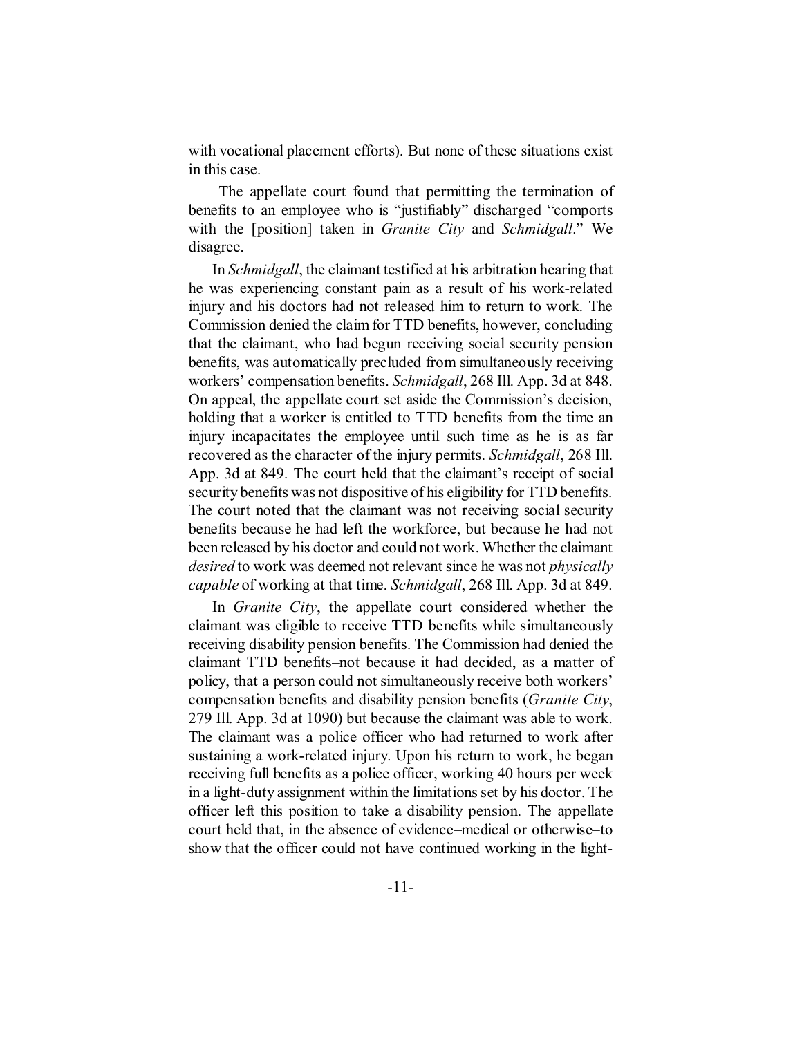with vocational placement efforts). But none of these situations exist in this case.

The appellate court found that permitting the termination of benefits to an employee who is "justifiably" discharged "comports with the [position] taken in *Granite City* and *Schmidgall*." We disagree.

In *Schmidgall*, the claimant testified at his arbitration hearing that he was experiencing constant pain as a result of his work-related injury and his doctors had not released him to return to work. The Commission denied the claim for TTD benefits, however, concluding that the claimant, who had begun receiving social security pension benefits, was automatically precluded from simultaneously receiving workers' compensation benefits. *Schmidgall*, 268 Ill. App. 3d at 848. On appeal, the appellate court set aside the Commission's decision, holding that a worker is entitled to TTD benefits from the time an injury incapacitates the employee until such time as he is as far recovered as the character of the injury permits. *Schmidgall*, 268 Ill. App. 3d at 849. The court held that the claimant's receipt of social security benefits was not dispositive of his eligibility for TTD benefits. The court noted that the claimant was not receiving social security benefits because he had left the workforce, but because he had not been released by his doctor and could not work. Whether the claimant *desired* to work was deemed not relevant since he was not *physically capable* of working at that time. *Schmidgall*, 268 Ill. App. 3d at 849.

In *Granite City*, the appellate court considered whether the claimant was eligible to receive TTD benefits while simultaneously receiving disability pension benefits. The Commission had denied the claimant TTD benefits–not because it had decided, as a matter of policy, that a person could not simultaneously receive both workers' compensation benefits and disability pension benefits (*Granite City*, 279 Ill. App. 3d at 1090) but because the claimant was able to work. The claimant was a police officer who had returned to work after sustaining a work-related injury. Upon his return to work, he began receiving full benefits as a police officer, working 40 hours per week in a light-duty assignment within the limitations set by his doctor. The officer left this position to take a disability pension. The appellate court held that, in the absence of evidence–medical or otherwise–to show that the officer could not have continued working in the light-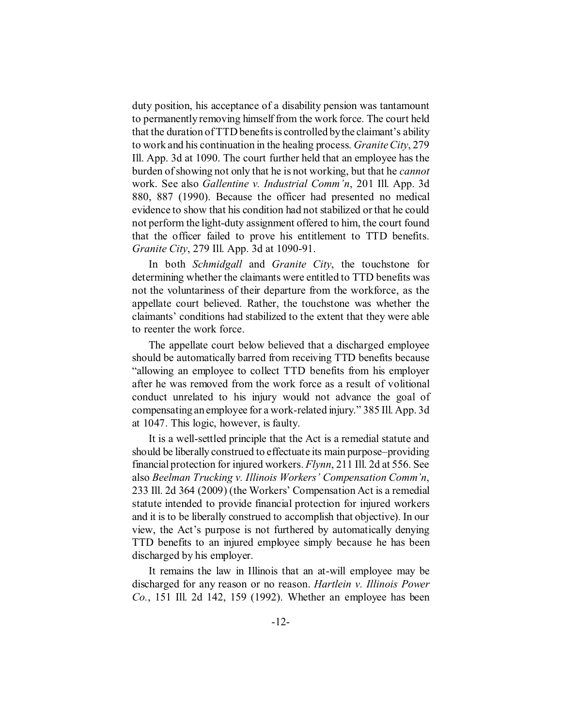duty position, his acceptance of a disability pension was tantamount to permanently removing himself from the work force. The court held that the duration of TTD benefits is controlled by the claimant's ability to work and his continuation in the healing process. *Granite City*, 279 Ill. App. 3d at 1090. The court further held that an employee has the burden of showing not only that he is not working, but that he *cannot* work. See also *Gallentine v. Industrial Comm'n*, 201 Ill. App. 3d 880, 887 (1990). Because the officer had presented no medical evidence to show that his condition had not stabilized or that he could not perform the light-duty assignment offered to him, the court found that the officer failed to prove his entitlement to TTD benefits. *Granite City*, 279 Ill. App. 3d at 1090-91.

In both *Schmidgall* and *Granite City*, the touchstone for determining whether the claimants were entitled to TTD benefits was not the voluntariness of their departure from the workforce, as the appellate court believed. Rather, the touchstone was whether the claimants' conditions had stabilized to the extent that they were able to reenter the work force.

The appellate court below believed that a discharged employee should be automatically barred from receiving TTD benefits because "allowing an employee to collect TTD benefits from his employer after he was removed from the work force as a result of volitional conduct unrelated to his injury would not advance the goal of compensating an employee for a work-related injury." 385 Ill. App. 3d at 1047. This logic, however, is faulty.

It is a well-settled principle that the Act is a remedial statute and should be liberally construed to effectuate its main purpose–providing financial protection for injured workers. *Flynn*, 211 Ill. 2d at 556. See also *Beelman Trucking v. Illinois Workers' Compensation Comm'n*, 233 Ill. 2d 364 (2009) (the Workers' Compensation Act is a remedial statute intended to provide financial protection for injured workers and it is to be liberally construed to accomplish that objective). In our view, the Act's purpose is not furthered by automatically denying TTD benefits to an injured employee simply because he has been discharged by his employer.

It remains the law in Illinois that an at-will employee may be discharged for any reason or no reason. *Hartlein v. Illinois Power Co.*, 151 Ill. 2d 142, 159 (1992). Whether an employee has been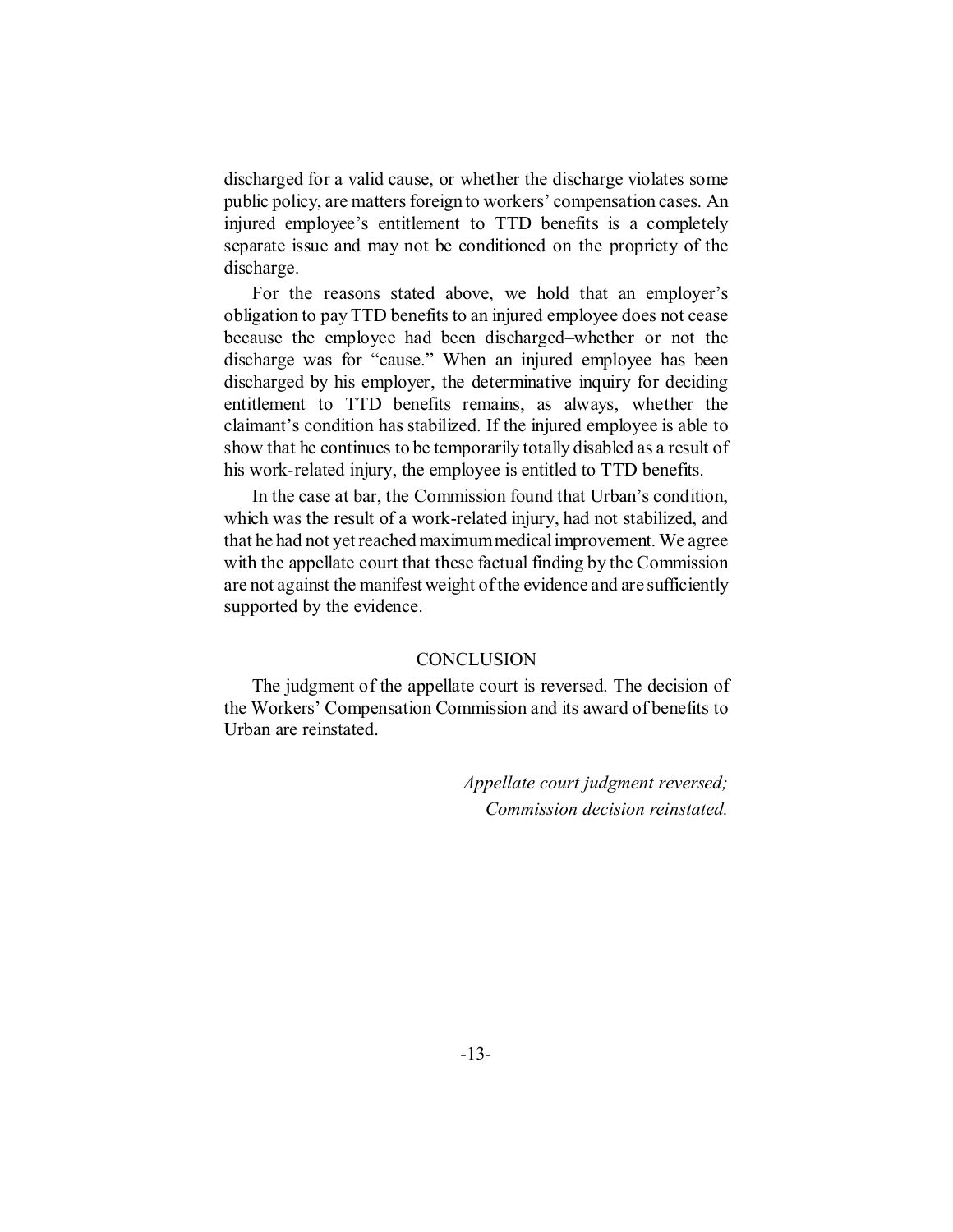discharged for a valid cause, or whether the discharge violates some public policy, are matters foreign to workers' compensation cases. An injured employee's entitlement to TTD benefits is a completely separate issue and may not be conditioned on the propriety of the discharge.

For the reasons stated above, we hold that an employer's obligation to pay TTD benefits to an injured employee does not cease because the employee had been discharged–whether or not the discharge was for "cause." When an injured employee has been discharged by his employer, the determinative inquiry for deciding entitlement to TTD benefits remains, as always, whether the claimant's condition has stabilized. If the injured employee is able to show that he continues to be temporarily totally disabled as a result of his work-related injury, the employee is entitled to TTD benefits.

In the case at bar, the Commission found that Urban's condition, which was the result of a work-related injury, had not stabilized, and that he had not yet reached maximum medical improvement. We agree with the appellate court that these factual finding by the Commission are not against the manifest weight of the evidence and are sufficiently supported by the evidence.

## CONCLUSION

The judgment of the appellate court is reversed. The decision of the Workers' Compensation Commission and its award of benefits to Urban are reinstated.

*Appellate court judgment reversed;*
*Commission decision reinstated.*